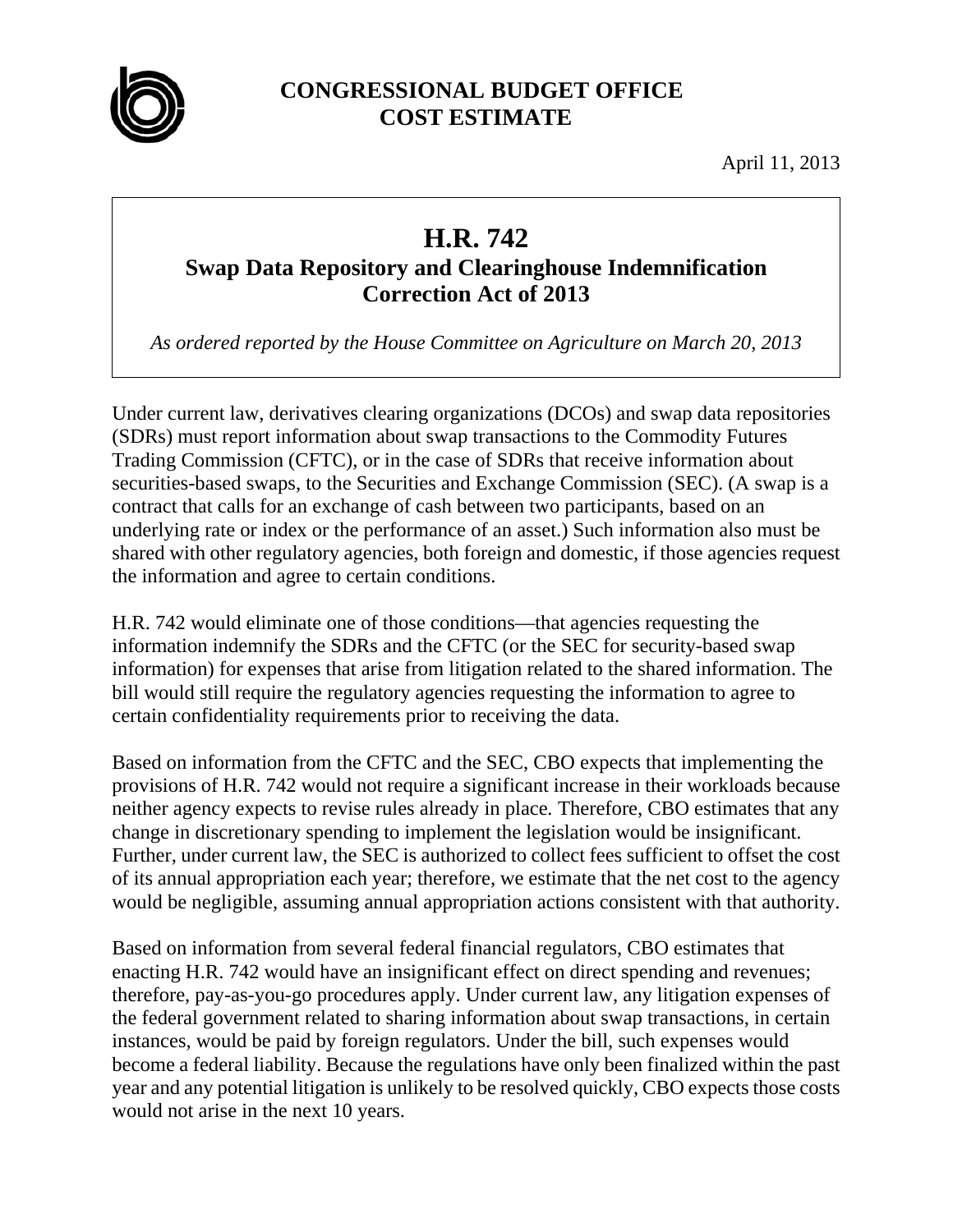# CONGRESSIONAL BUDGET OFFICE
# COST ESTIMATE

April 11, 2013

## H.R. 742
### Swap Data Repository and Clearinghouse Indemnification Correction Act of 2013

*As ordered reported by the House Committee on Agriculture on March 20, 2013*

Under current law, derivatives clearing organizations (DCOs) and swap data repositories (SDRs) must report information about swap transactions to the Commodity Futures Trading Commission (CFTC), or in the case of SDRs that receive information about securities-based swaps, to the Securities and Exchange Commission (SEC). (A swap is a contract that calls for an exchange of cash between two participants, based on an underlying rate or index or the performance of an asset.) Such information also must be shared with other regulatory agencies, both foreign and domestic, if those agencies request the information and agree to certain conditions.

H.R. 742 would eliminate one of those conditions—that agencies requesting the information indemnify the SDRs and the CFTC (or the SEC for security-based swap information) for expenses that arise from litigation related to the shared information. The bill would still require the regulatory agencies requesting the information to agree to certain confidentiality requirements prior to receiving the data.

Based on information from the CFTC and the SEC, CBO expects that implementing the provisions of H.R. 742 would not require a significant increase in their workloads because neither agency expects to revise rules already in place. Therefore, CBO estimates that any change in discretionary spending to implement the legislation would be insignificant. Further, under current law, the SEC is authorized to collect fees sufficient to offset the cost of its annual appropriation each year; therefore, we estimate that the net cost to the agency would be negligible, assuming annual appropriation actions consistent with that authority.

Based on information from several federal financial regulators, CBO estimates that enacting H.R. 742 would have an insignificant effect on direct spending and revenues; therefore, pay-as-you-go procedures apply. Under current law, any litigation expenses of the federal government related to sharing information about swap transactions, in certain instances, would be paid by foreign regulators. Under the bill, such expenses would become a federal liability. Because the regulations have only been finalized within the past year and any potential litigation is unlikely to be resolved quickly, CBO expects those costs would not arise in the next 10 years.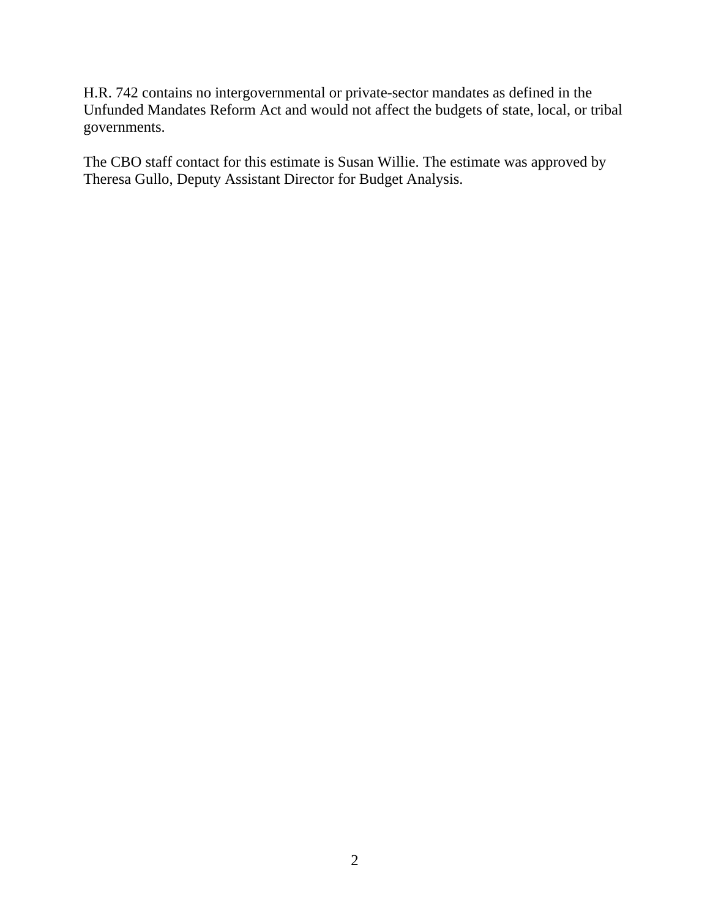H.R. 742 contains no intergovernmental or private-sector mandates as defined in the Unfunded Mandates Reform Act and would not affect the budgets of state, local, or tribal governments.

The CBO staff contact for this estimate is Susan Willie. The estimate was approved by Theresa Gullo, Deputy Assistant Director for Budget Analysis.